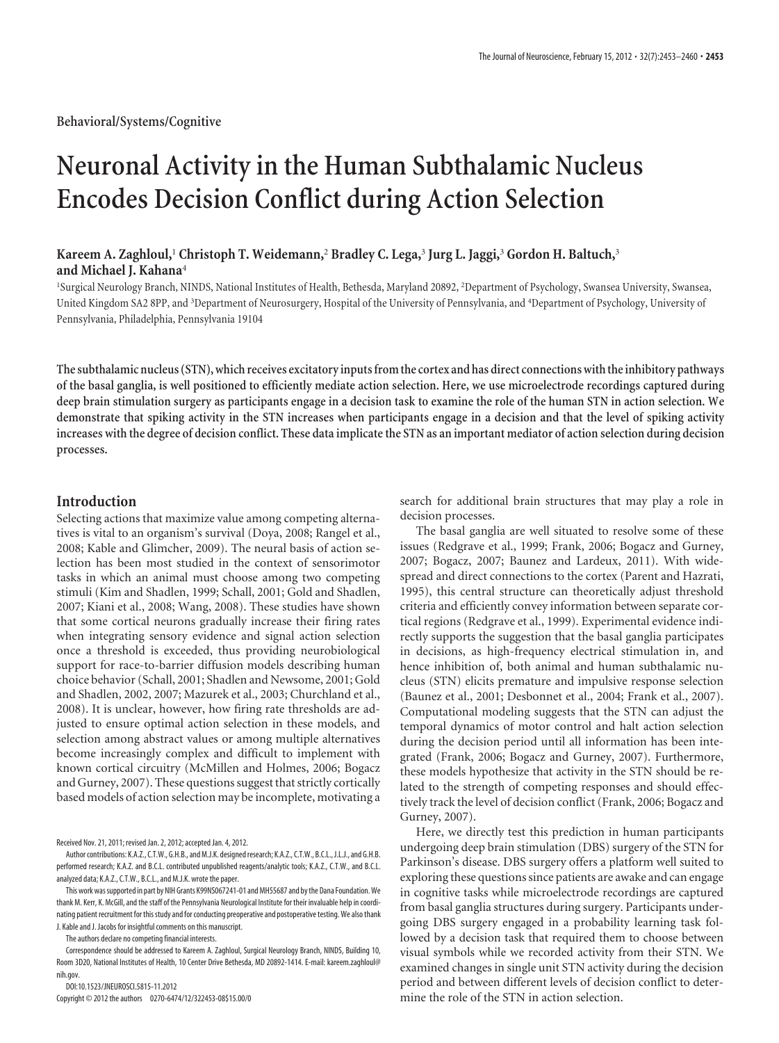Behavioral/Systems/Cognitive

# Neuronal Activity in the Human Subthalamic Nucleus Encodes Decision Conflict during Action Selection

**Kareem A. Zaghloul,[1] Christoph T. Weidemann,[2] Bradley C. Lega,[3] Jurg L. Jaggi,[3] Gordon H. Baltuch,[3] and Michael J. Kahana[4]**

[1]Surgical Neurology Branch, NINDS, National Institutes of Health, Bethesda, Maryland 20892, [2]Department of Psychology, Swansea University, Swansea, United Kingdom SA2 8PP, and [3]Department of Neurosurgery, Hospital of the University of Pennsylvania, and [4]Department of Psychology, University of Pennsylvania, Philadelphia, Pennsylvania 19104

**The subthalamic nucleus (STN), which receives excitatory inputs from the cortex and has direct connections with the inhibitory pathways of the basal ganglia, is well positioned to efficiently mediate action selection. Here, we use microelectrode recordings captured during deep brain stimulation surgery as participants engage in a decision task to examine the role of the human STN in action selection. We demonstrate that spiking activity in the STN increases when participants engage in a decision and that the level of spiking activity increases with the degree of decision conflict. These data implicate the STN as an important mediator of action selection during decision processes.**

## Introduction

Selecting actions that maximize value among competing alternatives is vital to an organism's survival (Doya, 2008; Rangel et al., 2008; Kable and Glimcher, 2009). The neural basis of action selection has been most studied in the context of sensorimotor tasks in which an animal must choose among two competing stimuli (Kim and Shadlen, 1999; Schall, 2001; Gold and Shadlen, 2007; Kiani et al., 2008; Wang, 2008). These studies have shown that some cortical neurons gradually increase their firing rates when integrating sensory evidence and signal action selection once a threshold is exceeded, thus providing neurobiological support for race-to-barrier diffusion models describing human choice behavior (Schall, 2001; Shadlen and Newsome, 2001; Gold and Shadlen, 2002, 2007; Mazurek et al., 2003; Churchland et al., 2008). It is unclear, however, how firing rate thresholds are adjusted to ensure optimal action selection in these models, and selection among abstract values or among multiple alternatives become increasingly complex and difficult to implement with known cortical circuitry (McMillen and Holmes, 2006; Bogacz and Gurney, 2007). These questions suggest that strictly cortically based models of action selection may be incomplete, motivating a search for additional brain structures that may play a role in decision processes.

The basal ganglia are well situated to resolve some of these issues (Redgrave et al., 1999; Frank, 2006; Bogacz and Gurney, 2007; Bogacz, 2007; Baunez and Lardeux, 2011). With widespread and direct connections to the cortex (Parent and Hazrati, 1995), this central structure can theoretically adjust threshold criteria and efficiently convey information between separate cortical regions (Redgrave et al., 1999). Experimental evidence indirectly supports the suggestion that the basal ganglia participates in decisions, as high-frequency electrical stimulation in, and hence inhibition of, both animal and human subthalamic nucleus (STN) elicits premature and impulsive response selection (Baunez et al., 2001; Desbonnet et al., 2004; Frank et al., 2007). Computational modeling suggests that the STN can adjust the temporal dynamics of motor control and halt action selection during the decision period until all information has been integrated (Frank, 2006; Bogacz and Gurney, 2007). Furthermore, these models hypothesize that activity in the STN should be related to the strength of competing responses and should effectively track the level of decision conflict (Frank, 2006; Bogacz and Gurney, 2007).

Here, we directly test this prediction in human participants undergoing deep brain stimulation (DBS) surgery of the STN for Parkinson's disease. DBS surgery offers a platform well suited to exploring these questions since patients are awake and can engage in cognitive tasks while microelectrode recordings are captured from basal ganglia structures during surgery. Participants undergoing DBS surgery engaged in a probability learning task followed by a decision task that required them to choose between visual symbols while we recorded activity from their STN. We examined changes in single unit STN activity during the decision period and between different levels of decision conflict to determine the role of the STN in action selection.

Received Nov. 21, 2011; revised Jan. 2, 2012; accepted Jan. 4, 2012.

Author contributions: K.A.Z., C.T.W., G.H.B., and M.J.K. designed research; K.A.Z., C.T.W., B.C.L., J.L.J., and G.H.B. performed research; K.A.Z. and B.C.L. contributed unpublished reagents/analytic tools; K.A.Z., C.T.W., and B.C.L. analyzed data; K.A.Z., C.T.W., B.C.L., and M.J.K. wrote the paper.

This work was supported in part by NIH Grants K99NS067241-01 and MH55687 and by the Dana Foundation. We thank M. Kerr, K. McGill, and the staff of the Pennsylvania Neurological Institute for their invaluable help in coordinating patient recruitment for this study and for conducting preoperative and postoperative testing. We also thank J. Kable and J. Jacobs for insightful comments on this manuscript.

The authors declare no competing financial interests.

Correspondence should be addressed to Kareem A. Zaghloul, Surgical Neurology Branch, NINDS, Building 10, Room 3D20, National Institutes of Health, 10 Center Drive Bethesda, MD 20892-1414. E-mail: kareem.zaghloul@nih.gov.

DOI:10.1523/JNEUROSCI.5815-11.2012

Copyright © 2012 the authors 0270-6474/12/322453-08$15.00/0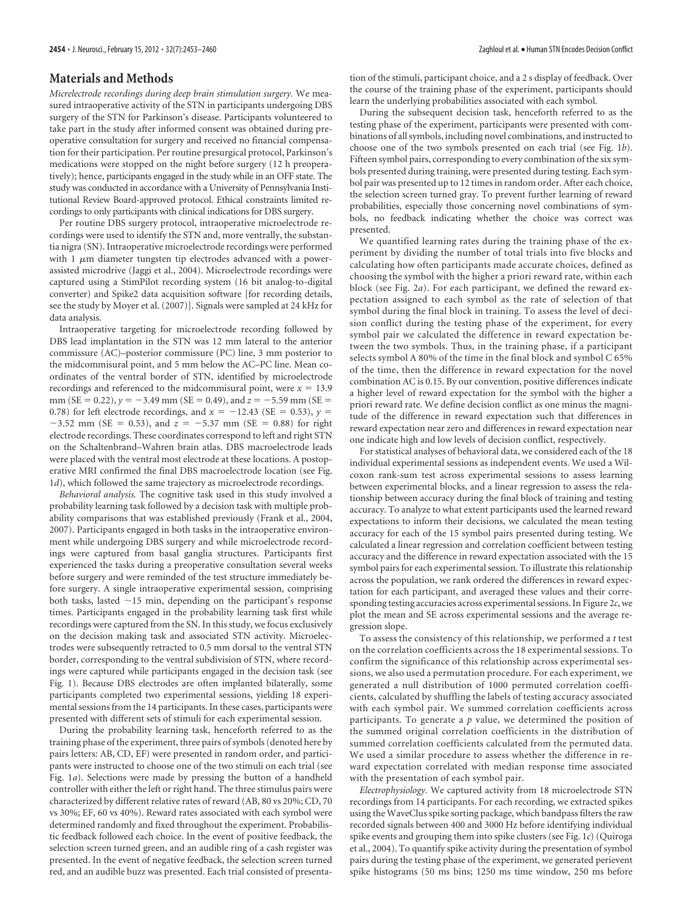## Materials and Methods

*Micrelectrode recordings during deep brain stimulation surgery.* We measured intraoperative activity of the STN in participants undergoing DBS surgery of the STN for Parkinson's disease. Participants volunteered to take part in the study after informed consent was obtained during preoperative consultation for surgery and received no financial compensation for their participation. Per routine presurgical protocol, Parkinson's medications were stopped on the night before surgery (12 h preoperatively); hence, participants engaged in the study while in an OFF state. The study was conducted in accordance with a University of Pennsylvania Institutional Review Board-approved protocol. Ethical constraints limited recordings to only participants with clinical indications for DBS surgery.

Per routine DBS surgery protocol, intraoperative microelectrode recordings were used to identify the STN and, more ventrally, the substantia nigra (SN). Intraoperative microelectrode recordings were performed with 1 μm diameter tungsten tip electrodes advanced with a power-assisted microdrive (Jaggi et al., 2004). Microelectrode recordings were captured using a StimPilot recording system (16 bit analog-to-digital converter) and Spike2 data acquisition software [for recording details, see the study by Moyer et al. (2007)]. Signals were sampled at 24 kHz for data analysis.

Intraoperative targeting for microelectrode recording followed by DBS lead implantation in the STN was 12 mm lateral to the anterior commissure (AC)–posterior commissure (PC) line, 3 mm posterior to the midcommisural point, and 5 mm below the AC–PC line. Mean coordinates of the ventral border of STN, identified by microelectrode recordings and referenced to the midcommisural point, were $x = 13.9$ mm (SE = 0.22), $y = -3.49$ mm (SE = 0.49), and $z = -5.59$ mm (SE = 0.78) for left electrode recordings, and $x = -12.43$ (SE = 0.53), $y = -3.52$ mm (SE = 0.53), and $z = -5.37$ mm (SE = 0.88) for right electrode recordings. These coordinates correspond to left and right STN on the Schaltenbrand–Wahren brain atlas. DBS macroelectrode leads were placed with the ventral most electrode at these locations. A postoperative MRI confirmed the final DBS macroelectrode location (see Fig. 1*d*), which followed the same trajectory as microelectrode recordings.

*Behavioral analysis.* The cognitive task used in this study involved a probability learning task followed by a decision task with multiple probability comparisons that was established previously (Frank et al., 2004, 2007). Participants engaged in both tasks in the intraoperative environment while undergoing DBS surgery and while microelectrode recordings were captured from basal ganglia structures. Participants first experienced the tasks during a preoperative consultation several weeks before surgery and were reminded of the test structure immediately before surgery. A single intraoperative experimental session, comprising both tasks, lasted ~15 min, depending on the participant's response times. Participants engaged in the probability learning task first while recordings were captured from the SN. In this study, we focus exclusively on the decision making task and associated STN activity. Microelectrodes were subsequently retracted to 0.5 mm dorsal to the ventral STN border, corresponding to the ventral subdivision of STN, where recordings were captured while participants engaged in the decision task (see Fig. 1). Because DBS electrodes are often implanted bilaterally, some participants completed two experimental sessions, yielding 18 experimental sessions from the 14 participants. In these cases, participants were presented with different sets of stimuli for each experimental session.

During the probability learning task, henceforth referred to as the training phase of the experiment, three pairs of symbols (denoted here by pairs letters: AB, CD, EF) were presented in random order, and participants were instructed to choose one of the two stimuli on each trial (see Fig. 1*a*). Selections were made by pressing the button of a handheld controller with either the left or right hand. The three stimulus pairs were characterized by different relative rates of reward (AB, 80 vs 20%; CD, 70 vs 30%; EF, 60 vs 40%). Reward rates associated with each symbol were determined randomly and fixed throughout the experiment. Probabilistic feedback followed each choice. In the event of positive feedback, the selection screen turned green, and an audible ring of a cash register was presented. In the event of negative feedback, the selection screen turned red, and an audible buzz was presented. Each trial consisted of presentation of the stimuli, participant choice, and a 2 s display of feedback. Over the course of the training phase of the experiment, participants should learn the underlying probabilities associated with each symbol.

During the subsequent decision task, henceforth referred to as the testing phase of the experiment, participants were presented with combinations of all symbols, including novel combinations, and instructed to choose one of the two symbols presented on each trial (see Fig. 1*b*). Fifteen symbol pairs, corresponding to every combination of the six symbols presented during training, were presented during testing. Each symbol pair was presented up to 12 times in random order. After each choice, the selection screen turned gray. To prevent further learning of reward probabilities, especially those concerning novel combinations of symbols, no feedback indicating whether the choice was correct was presented.

We quantified learning rates during the training phase of the experiment by dividing the number of total trials into five blocks and calculating how often participants made accurate choices, defined as choosing the symbol with the higher a priori reward rate, within each block (see Fig. 2*a*). For each participant, we defined the reward expectation assigned to each symbol as the rate of selection of that symbol during the final block in training. To assess the level of decision conflict during the testing phase of the experiment, for every symbol pair we calculated the difference in reward expectation between the two symbols. Thus, in the training phase, if a participant selects symbol A 80% of the time in the final block and symbol C 65% of the time, then the difference in reward expectation for the novel combination AC is 0.15. By our convention, positive differences indicate a higher level of reward expectation for the symbol with the higher a priori reward rate. We define decision conflict as one minus the magnitude of the difference in reward expectation such that differences in reward expectation near zero and differences in reward expectation near one indicate high and low levels of decision conflict, respectively.

For statistical analyses of behavioral data, we considered each of the 18 individual experimental sessions as independent events. We used a Wilcoxon rank-sum test across experimental sessions to assess learning between experimental blocks, and a linear regression to assess the relationship between accuracy during the final block of training and testing accuracy. To analyze to what extent participants used the learned reward expectations to inform their decisions, we calculated the mean testing accuracy for each of the 15 symbol pairs presented during testing. We calculated a linear regression and correlation coefficient between testing accuracy and the difference in reward expectation associated with the 15 symbol pairs for each experimental session. To illustrate this relationship across the population, we rank ordered the differences in reward expectation for each participant, and averaged these values and their corresponding testing accuracies across experimental sessions. In Figure 2*c*, we plot the mean and SE across experimental sessions and the average regression slope.

To assess the consistency of this relationship, we performed a *t* test on the correlation coefficients across the 18 experimental sessions. To confirm the significance of this relationship across experimental sessions, we also used a permutation procedure. For each experiment, we generated a null distribution of 1000 permuted correlation coefficients, calculated by shuffling the labels of testing accuracy associated with each symbol pair. We summed correlation coefficients across participants. To generate a *p* value, we determined the position of the summed original correlation coefficients in the distribution of summed correlation coefficients calculated from the permuted data. We used a similar procedure to assess whether the difference in reward expectation correlated with median response time associated with the presentation of each symbol pair.

*Electrophysiology.* We captured activity from 18 microelectrode STN recordings from 14 participants. For each recording, we extracted spikes using the WaveClus spike sorting package, which bandpass filters the raw recorded signals between 400 and 3000 Hz before identifying individual spike events and grouping them into spike clusters (see Fig. 1*c*) (Quiroga et al., 2004). To quantify spike activity during the presentation of symbol pairs during the testing phase of the experiment, we generated perievent spike histograms (50 ms bins; 1250 ms time window, 250 ms before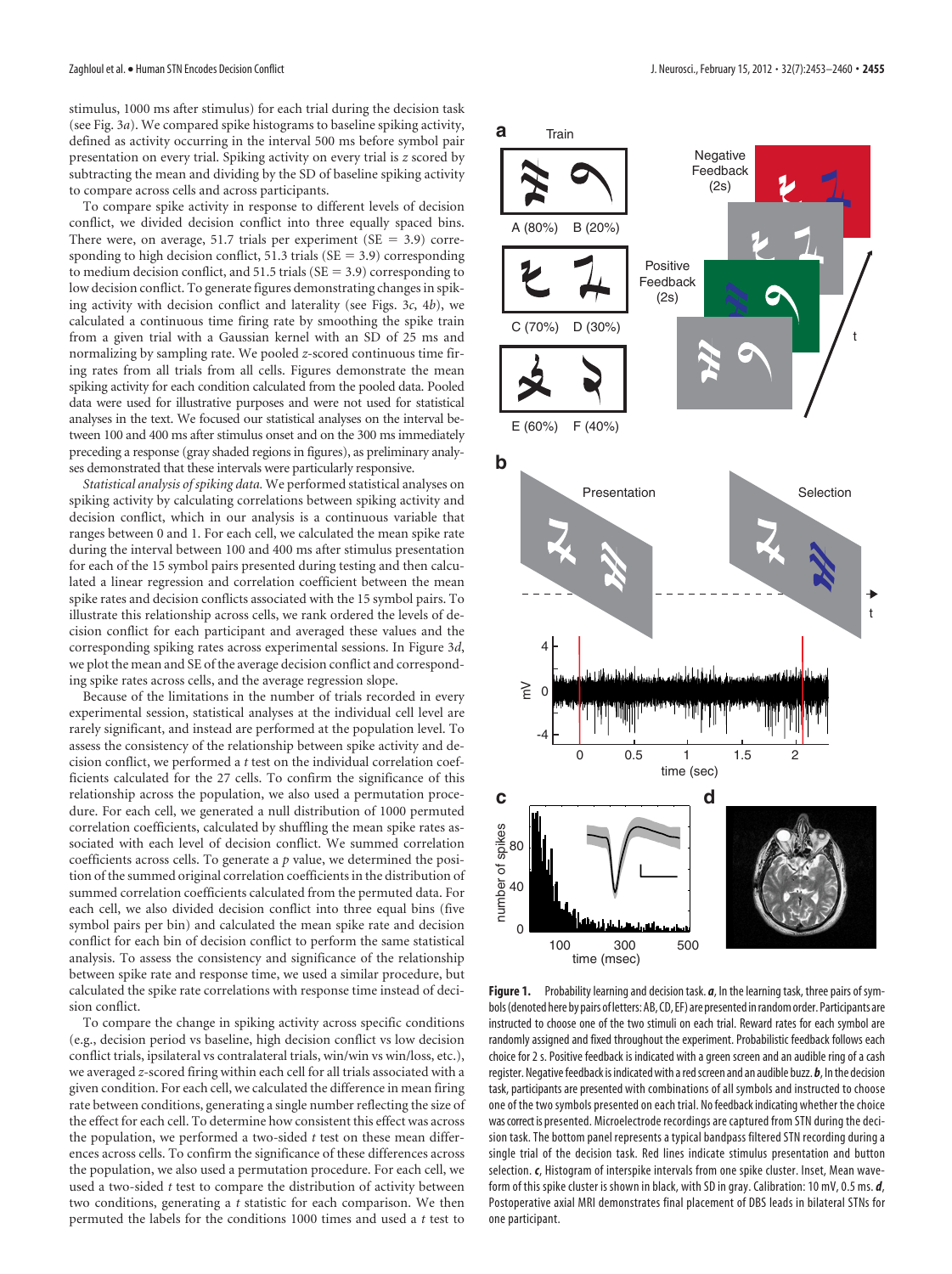stimulus, 1000 ms after stimulus) for each trial during the decision task (see Fig. 3*a*). We compared spike histograms to baseline spiking activity, defined as activity occurring in the interval 500 ms before symbol pair presentation on every trial. Spiking activity on every trial is *z* scored by subtracting the mean and dividing by the SD of baseline spiking activity to compare across cells and across participants.

To compare spike activity in response to different levels of decision conflict, we divided decision conflict into three equally spaced bins. There were, on average, 51.7 trials per experiment (SE = 3.9) corresponding to high decision conflict, 51.3 trials (SE = 3.9) corresponding to medium decision conflict, and 51.5 trials (SE = 3.9) corresponding to low decision conflict. To generate figures demonstrating changes in spiking activity with decision conflict and laterality (see Figs. 3*c*, 4*b*), we calculated a continuous time firing rate by smoothing the spike train from a given trial with a Gaussian kernel with an SD of 25 ms and normalizing by sampling rate. We pooled *z*-scored continuous time firing rates from all trials from all cells. Figures demonstrate the mean spiking activity for each condition calculated from the pooled data. Pooled data were used for illustrative purposes and were not used for statistical analyses in the text. We focused our statistical analyses on the interval between 100 and 400 ms after stimulus onset and on the 300 ms immediately preceding a response (gray shaded regions in figures), as preliminary analyses demonstrated that these intervals were particularly responsive.

*Statistical analysis of spiking data.* We performed statistical analyses on spiking activity by calculating correlations between spiking activity and decision conflict, which in our analysis is a continuous variable that ranges between 0 and 1. For each cell, we calculated the mean spike rate during the interval between 100 and 400 ms after stimulus presentation for each of the 15 symbol pairs presented during testing and then calculated a linear regression and correlation coefficient between the mean spike rates and decision conflicts associated with the 15 symbol pairs. To illustrate this relationship across cells, we rank ordered the levels of decision conflict for each participant and averaged these values and the corresponding spiking rates across experimental sessions. In Figure 3*d*, we plot the mean and SE of the average decision conflict and corresponding spike rates across cells, and the average regression slope.

Because of the limitations in the number of trials recorded in every experimental session, statistical analyses at the individual cell level are rarely significant, and instead are performed at the population level. To assess the consistency of the relationship between spike activity and decision conflict, we performed a *t* test on the individual correlation coefficients calculated for the 27 cells. To confirm the significance of this relationship across the population, we also used a permutation procedure. For each cell, we generated a null distribution of 1000 permuted correlation coefficients, calculated by shuffling the mean spike rates associated with each level of decision conflict. We summed correlation coefficients across cells. To generate a *p* value, we determined the position of the summed original correlation coefficients in the distribution of summed correlation coefficients calculated from the permuted data. For each cell, we also divided decision conflict into three equal bins (five symbol pairs per bin) and calculated the mean spike rate and decision conflict for each bin of decision conflict to perform the same statistical analysis. To assess the consistency and significance of the relationship between spike rate and response time, we used a similar procedure, but calculated the spike rate correlations with response time instead of decision conflict.

To compare the change in spiking activity across specific conditions (e.g., decision period vs baseline, high decision conflict vs low decision conflict trials, ipsilateral vs contralateral trials, win/win vs win/loss, etc.), we averaged *z*-scored firing within each cell for all trials associated with a given condition. For each cell, we calculated the difference in mean firing rate between conditions, generating a single number reflecting the size of the effect for each cell. To determine how consistent this effect was across the population, we performed a two-sided *t* test on these mean differences across cells. To confirm the significance of these differences across the population, we also used a permutation procedure. For each cell, we used a two-sided *t* test to compare the distribution of activity between two conditions, generating a *t* statistic for each comparison. We then permuted the labels for the conditions 1000 times and used a *t* test to

a
Train
A (80%) B (20%)
C (70%) D (30%)
E (60%) F (40%)
Negative Feedback (2s)
Positive Feedback (2s)
t

b
Presentation
Selection
t
mV
4
0
-4
0 0.5 1 1.5 2
time (sec)

c
number of spikes
80
40
0
100 300 500
time (msec)

d

**Figure 1.** Probability learning and decision task. ***a***, In the learning task, three pairs of symbols (denoted here by pairs of letters: AB, CD, EF) are presented in random order. Participants are instructed to choose one of the two stimuli on each trial. Reward rates for each symbol are randomly assigned and fixed throughout the experiment. Probabilistic feedback follows each choice for 2 s. Positive feedback is indicated with a green screen and an audible ring of a cash register. Negative feedback is indicated with a red screen and an audible buzz. ***b***, In the decision task, participants are presented with combinations of all symbols and instructed to choose one of the two symbols presented on each trial. No feedback indicating whether the choice was correct is presented. Microelectrode recordings are captured from STN during the decision task. The bottom panel represents a typical bandpass filtered STN recording during a single trial of the decision task. Red lines indicate stimulus presentation and button selection. ***c***, Histogram of interspike intervals from one spike cluster. Inset, Mean waveform of this spike cluster is shown in black, with SD in gray. Calibration: 10 mV, 0.5 ms. ***d***, Postoperative axial MRI demonstrates final placement of DBS leads in bilateral STNs for one participant.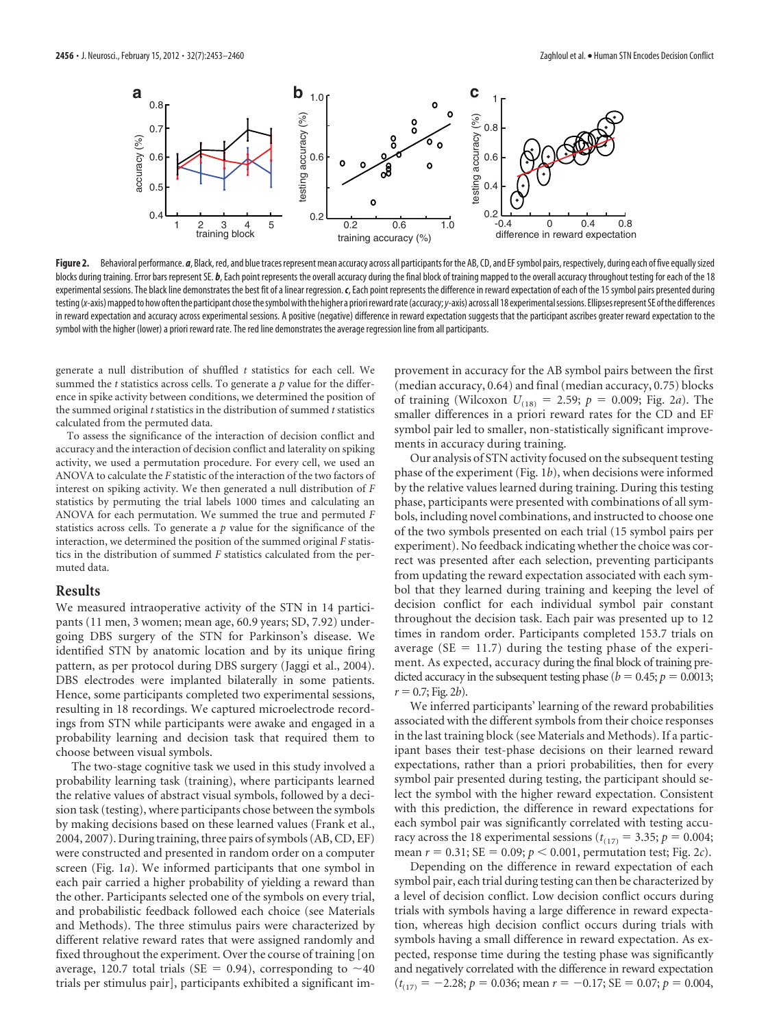a

0.8
0.7
0.6
0.5
0.4
accuracy (%)
1 2 3 4 5
training block

b

1.0
0.6
0.2
testing accuracy (%)
0.2 0.6 1.0
training accuracy (%)

c

1
0.8
0.6
0.4
0.2
testing accuracy (%)
-0.4 0 0.4 0.8
difference in reward expectation

**Figure 2.** Behavioral performance. ***a***, Black, red, and blue traces represent mean accuracy across all participants for the AB, CD, and EF symbol pairs, respectively, during each of five equally sized blocks during training. Error bars represent SE. ***b***, Each point represents the overall accuracy during the final block of training mapped to the overall accuracy throughout testing for each of the 18 experimental sessions. The black line demonstrates the best fit of a linear regression. ***c***, Each point represents the difference in reward expectation of each of the 15 symbol pairs presented during testing (*x*-axis) mapped to how often the participant chose the symbol with the higher a priori reward rate (accuracy; *y*-axis) across all 18 experimental sessions. Ellipses represent SE of the differences in reward expectation and accuracy across experimental sessions. A positive (negative) difference in reward expectation suggests that the participant ascribes greater reward expectation to the symbol with the higher (lower) a priori reward rate. The red line demonstrates the average regression line from all participants.

generate a null distribution of shuffled *t* statistics for each cell. We summed the *t* statistics across cells. To generate a *p* value for the difference in spike activity between conditions, we determined the position of the summed original *t* statistics in the distribution of summed *t* statistics calculated from the permuted data.

To assess the significance of the interaction of decision conflict and accuracy and the interaction of decision conflict and laterality on spiking activity, we used a permutation procedure. For every cell, we used an ANOVA to calculate the *F* statistic of the interaction of the two factors of interest on spiking activity. We then generated a null distribution of *F* statistics by permuting the trial labels 1000 times and calculating an ANOVA for each permutation. We summed the true and permuted *F* statistics across cells. To generate a *p* value for the significance of the interaction, we determined the position of the summed original *F* statistics in the distribution of summed *F* statistics calculated from the permuted data.

## Results

We measured intraoperative activity of the STN in 14 participants (11 men, 3 women; mean age, 60.9 years; SD, 7.92) undergoing DBS surgery of the STN for Parkinson's disease. We identified STN by anatomic location and by its unique firing pattern, as per protocol during DBS surgery (Jaggi et al., 2004). DBS electrodes were implanted bilaterally in some patients. Hence, some participants completed two experimental sessions, resulting in 18 recordings. We captured microelectrode recordings from STN while participants were awake and engaged in a probability learning and decision task that required them to choose between visual symbols.

The two-stage cognitive task we used in this study involved a probability learning task (training), where participants learned the relative values of abstract visual symbols, followed by a decision task (testing), where participants chose between the symbols by making decisions based on these learned values (Frank et al., 2004, 2007). During training, three pairs of symbols (AB, CD, EF) were constructed and presented in random order on a computer screen (Fig. 1*a*). We informed participants that one symbol in each pair carried a higher probability of yielding a reward than the other. Participants selected one of the symbols on every trial, and probabilistic feedback followed each choice (see Materials and Methods). The three stimulus pairs were characterized by different relative reward rates that were assigned randomly and fixed throughout the experiment. Over the course of training [on average, 120.7 total trials (SE = 0.94), corresponding to ~40 trials per stimulus pair], participants exhibited a significant improvement in accuracy for the AB symbol pairs between the first (median accuracy, 0.64) and final (median accuracy, 0.75) blocks of training (Wilcoxon $U_{(18)} = 2.59$; $p = 0.009$; Fig. 2*a*). The smaller differences in a priori reward rates for the CD and EF symbol pair led to smaller, non-statistically significant improvements in accuracy during training.

Our analysis of STN activity focused on the subsequent testing phase of the experiment (Fig. 1*b*), when decisions were informed by the relative values learned during training. During this testing phase, participants were presented with combinations of all symbols, including novel combinations, and instructed to choose one of the two symbols presented on each trial (15 symbol pairs per experiment). No feedback indicating whether the choice was correct was presented after each selection, preventing participants from updating the reward expectation associated with each symbol that they learned during training and keeping the level of decision conflict for each individual symbol pair constant throughout the decision task. Each pair was presented up to 12 times in random order. Participants completed 153.7 trials on average (SE = 11.7) during the testing phase of the experiment. As expected, accuracy during the final block of training predicted accuracy in the subsequent testing phase ($b = 0.45$; $p = 0.0013$; $r = 0.7$; Fig. 2*b*).

We inferred participants' learning of the reward probabilities associated with the different symbols from their choice responses in the last training block (see Materials and Methods). If a participant bases their test-phase decisions on their learned reward expectations, rather than a priori probabilities, then for every symbol pair presented during testing, the participant should select the symbol with the higher reward expectation. Consistent with this prediction, the difference in reward expectations for each symbol pair was significantly correlated with testing accuracy across the 18 experimental sessions ($t_{(17)} = 3.35$; $p = 0.004$; mean $r = 0.31$; SE = 0.09; $p < 0.001$, permutation test; Fig. 2*c*).

Depending on the difference in reward expectation of each symbol pair, each trial during testing can then be characterized by a level of decision conflict. Low decision conflict occurs during trials with symbols having a large difference in reward expectation, whereas high decision conflict occurs during trials with symbols having a small difference in reward expectation. As expected, response time during the testing phase was significantly and negatively correlated with the difference in reward expectation ($t_{(17)} = -2.28$; $p = 0.036$; mean $r = -0.17$; SE = 0.07; $p = 0.004$,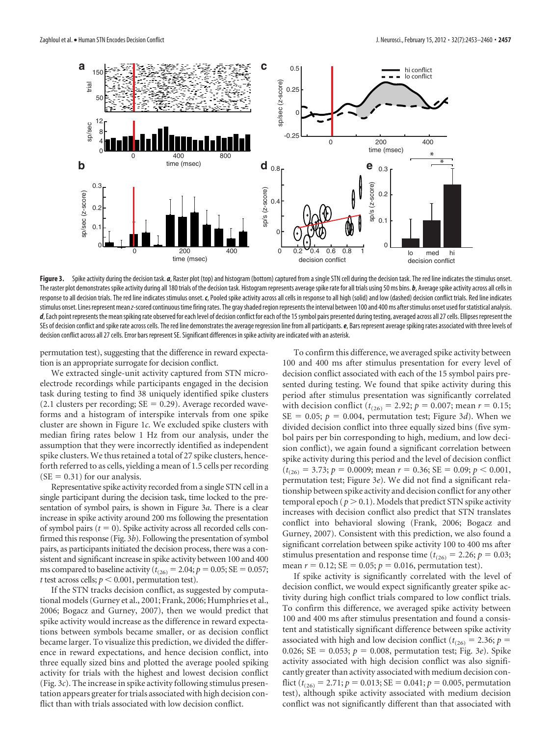**Figure 3.** Spike activity during the decision task. ***a***, Raster plot (top) and histogram (bottom) captured from a single STN cell during the decision task. The red line indicates the stimulus onset. The raster plot demonstrates spike activity during all 180 trials of the decision task. Histogram represents average spike rate for all trials using 50 ms bins. ***b***, Average spike activity across all cells in response to all decision trials. The red line indicates stimulus onset. ***c***, Pooled spike activity across all cells in response to all high (solid) and low (dashed) decision conflict trials. Red line indicates stimulus onset. Lines represent mean *z*-scored continuous time firing rates. The gray shaded region represents the interval between 100 and 400 ms after stimulus onset used for statistical analysis. ***d***, Each point represents the mean spiking rate observed for each level of decision conflict for each of the 15 symbol pairs presented during testing, averaged across all 27 cells. Ellipses represent the SEs of decision conflict and spike rate across cells. The red line demonstrates the average regression line from all participants. ***e***, Bars represent average spiking rates associated with three levels of decision conflict across all 27 cells. Error bars represent SE. Significant differences in spike activity are indicated with an asterisk.

permutation test), suggesting that the difference in reward expectation is an appropriate surrogate for decision conflict.

We extracted single-unit activity captured from STN microelectrode recordings while participants engaged in the decision task during testing to find 38 uniquely identified spike clusters (2.1 clusters per recording; SE = 0.29). Average recorded waveforms and a histogram of interspike intervals from one spike cluster are shown in Figure 1*c*. We excluded spike clusters with median firing rates below 1 Hz from our analysis, under the assumption that they were incorrectly identified as independent spike clusters. We thus retained a total of 27 spike clusters, henceforth referred to as cells, yielding a mean of 1.5 cells per recording (SE = 0.31) for our analysis.

Representative spike activity recorded from a single STN cell in a single participant during the decision task, time locked to the presentation of symbol pairs, is shown in Figure 3*a*. There is a clear increase in spike activity around 200 ms following the presentation of symbol pairs ($t = 0$). Spike activity across all recorded cells confirmed this response (Fig. 3*b*). Following the presentation of symbol pairs, as participants initiated the decision process, there was a consistent and significant increase in spike activity between 100 and 400 ms compared to baseline activity ($t_{(26)} = 2.04$; $p = 0.05$; SE = 0.057; *t* test across cells; $p < 0.001$, permutation test).

If the STN tracks decision conflict, as suggested by computational models (Gurney et al., 2001; Frank, 2006; Humphries et al., 2006; Bogacz and Gurney, 2007), then we would predict that spike activity would increase as the difference in reward expectations between symbols became smaller, or as decision conflict became larger. To visualize this prediction, we divided the difference in reward expectations, and hence decision conflict, into three equally sized bins and plotted the average pooled spiking activity for trials with the highest and lowest decision conflict (Fig. 3*c*). The increase in spike activity following stimulus presentation appears greater for trials associated with high decision conflict than with trials associated with low decision conflict.

To confirm this difference, we averaged spike activity between 100 and 400 ms after stimulus presentation for every level of decision conflict associated with each of the 15 symbol pairs presented during testing. We found that spike activity during this period after stimulus presentation was significantly correlated with decision conflict ($t_{(26)} = 2.92$; $p = 0.007$; mean $r = 0.15$; SE = 0.05; $p = 0.004$, permutation test; Figure 3*d*). When we divided decision conflict into three equally sized bins (five symbol pairs per bin corresponding to high, medium, and low decision conflict), we again found a significant correlation between spike activity during this period and the level of decision conflict ($t_{(26)} = 3.73$; $p = 0.0009$; mean $r = 0.36$; SE = 0.09; $p < 0.001$, permutation test; Figure 3*e*). We did not find a significant relationship between spike activity and decision conflict for any other temporal epoch ($p > 0.1$). Models that predict STN spike activity increases with decision conflict also predict that STN translates conflict into behavioral slowing (Frank, 2006; Bogacz and Gurney, 2007). Consistent with this prediction, we also found a significant correlation between spike activity 100 to 400 ms after stimulus presentation and response time ($t_{(26)} = 2.26$; $p = 0.03$; mean $r = 0.12$; SE = 0.05; $p = 0.016$, permutation test).

If spike activity is significantly correlated with the level of decision conflict, we would expect significantly greater spike activity during high conflict trials compared to low conflict trials. To confirm this difference, we averaged spike activity between 100 and 400 ms after stimulus presentation and found a consistent and statistically significant difference between spike activity associated with high and low decision conflict ($t_{(26)} = 2.36$; $p = 0.026$; SE = 0.053; $p = 0.008$, permutation test; Fig. 3*e*). Spike activity associated with high decision conflict was also significantly greater than activity associated with medium decision conflict ($t_{(26)} = 2.71$; $p = 0.013$; SE = 0.041; $p = 0.005$, permutation test), although spike activity associated with medium decision conflict was not significantly different than that associated with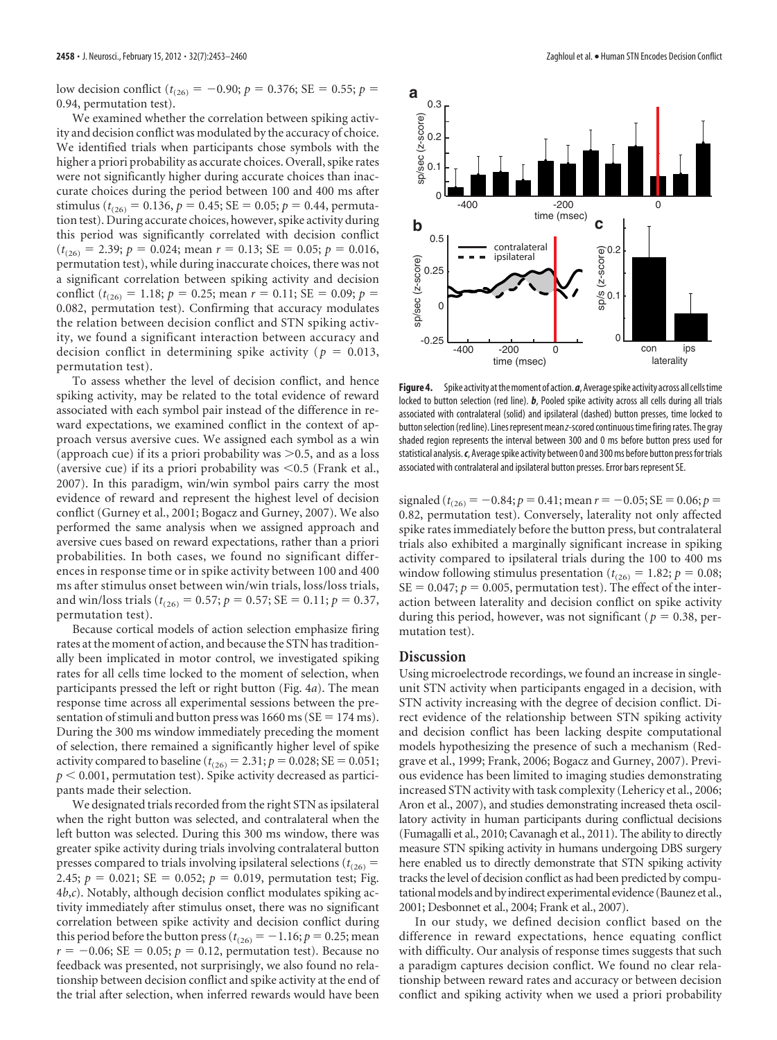low decision conflict ($t_{(26)} = -0.90$; $p = 0.376$; SE = 0.55; $p$ = 0.94, permutation test).

We examined whether the correlation between spiking activity and decision conflict was modulated by the accuracy of choice. We identified trials when participants chose symbols with the higher a priori probability as accurate choices. Overall, spike rates were not significantly higher during accurate choices than inaccurate choices during the period between 100 and 400 ms after stimulus ($t_{(26)} = 0.136$, $p = 0.45$; SE = 0.05; $p = 0.44$, permutation test). During accurate choices, however, spike activity during this period was significantly correlated with decision conflict ($t_{(26)} = 2.39$; $p = 0.024$; mean $r = 0.13$; SE = 0.05; $p = 0.016$, permutation test), while during inaccurate choices, there was not a significant correlation between spiking activity and decision conflict ($t_{(26)} = 1.18$; $p = 0.25$; mean $r = 0.11$; SE = 0.09; $p = 0.082$, permutation test). Confirming that accuracy modulates the relation between decision conflict and STN spiking activity, we found a significant interaction between accuracy and decision conflict in determining spike activity ($p = 0.013$, permutation test).

To assess whether the level of decision conflict, and hence spiking activity, may be related to the total evidence of reward associated with each symbol pair instead of the difference in reward expectations, we examined conflict in the context of approach versus aversive cues. We assigned each symbol as a win (approach cue) if its a priori probability was >0.5, and as a loss (aversive cue) if its a priori probability was <0.5 (Frank et al., 2007). In this paradigm, win/win symbol pairs carry the most evidence of reward and represent the highest level of decision conflict (Gurney et al., 2001; Bogacz and Gurney, 2007). We also performed the same analysis when we assigned approach and aversive cues based on reward expectations, rather than a priori probabilities. In both cases, we found no significant differences in response time or in spike activity between 100 and 400 ms after stimulus onset between win/win trials, loss/loss trials, and win/loss trials ($t_{(26)} = 0.57$; $p = 0.57$; SE = 0.11; $p = 0.37$, permutation test).

Because cortical models of action selection emphasize firing rates at the moment of action, and because the STN has traditionally been implicated in motor control, we investigated spiking rates for all cells time locked to the moment of selection, when participants pressed the left or right button (Fig. 4*a*). The mean response time across all experimental sessions between the presentation of stimuli and button press was 1660 ms (SE = 174 ms). During the 300 ms window immediately preceding the moment of selection, there remained a significantly higher level of spike activity compared to baseline ($t_{(26)} = 2.31$; $p = 0.028$; SE = 0.051; $p < 0.001$, permutation test). Spike activity decreased as participants made their selection.

We designated trials recorded from the right STN as ipsilateral when the right button was selected, and contralateral when the left button was selected. During this 300 ms window, there was greater spike activity during trials involving contralateral button presses compared to trials involving ipsilateral selections ($t_{(26)} = 2.45$; $p = 0.021$; SE = 0.052; $p = 0.019$, permutation test; Fig. 4*b*,*c*). Notably, although decision conflict modulates spiking activity immediately after stimulus onset, there was no significant correlation between spike activity and decision conflict during this period before the button press ($t_{(26)} = -1.16$; $p = 0.25$; mean $r = -0.06$; SE = 0.05; $p = 0.12$, permutation test). Because no feedback was presented, not surprisingly, we also found no relationship between decision conflict and spike activity at the end of the trial after selection, when inferred rewards would have been signaled ($t_{(26)} = -0.84$; $p = 0.41$; mean $r = -0.05$; SE = 0.06; $p = 0.82$, permutation test). Conversely, laterality not only affected spike rates immediately before the button press, but contralateral trials also exhibited a marginally significant increase in spiking activity compared to ipsilateral trials during the 100 to 400 ms window following stimulus presentation ($t_{(26)} = 1.82$; $p = 0.08$; SE = 0.047; $p = 0.005$, permutation test). The effect of the interaction between laterality and decision conflict on spike activity during this period, however, was not significant ($p = 0.38$, permutation test).

**Figure 4.** Spike activity at the moment of action. ***a***, Average spike activity across all cells time locked to button selection (red line). ***b***, Pooled spike activity across all cells during all trials associated with contralateral (solid) and ipsilateral (dashed) button presses, time locked to button selection (red line). Lines represent mean *z*-scored continuous time firing rates. The gray shaded region represents the interval between 300 and 0 ms before button press used for statistical analysis. ***c***, Average spike activity between 0 and 300 ms before button press for trials associated with contralateral and ipsilateral button presses. Error bars represent SE.

## Discussion

Using microelectrode recordings, we found an increase in single-unit STN activity when participants engaged in a decision, with STN activity increasing with the degree of decision conflict. Direct evidence of the relationship between STN spiking activity and decision conflict has been lacking despite computational models hypothesizing the presence of such a mechanism (Redgrave et al., 1999; Frank, 2006; Bogacz and Gurney, 2007). Previous evidence has been limited to imaging studies demonstrating increased STN activity with task complexity (Lehericy et al., 2006; Aron et al., 2007), and studies demonstrating increased theta oscillatory activity in human participants during conflictual decisions (Fumagalli et al., 2010; Cavanagh et al., 2011). The ability to directly measure STN spiking activity in humans undergoing DBS surgery here enabled us to directly demonstrate that STN spiking activity tracks the level of decision conflict as had been predicted by computational models and by indirect experimental evidence (Baunez et al., 2001; Desbonnet et al., 2004; Frank et al., 2007).

In our study, we defined decision conflict based on the difference in reward expectations, hence equating conflict with difficulty. Our analysis of response times suggests that such a paradigm captures decision conflict. We found no clear relationship between reward rates and accuracy or between decision conflict and spiking activity when we used a priori probability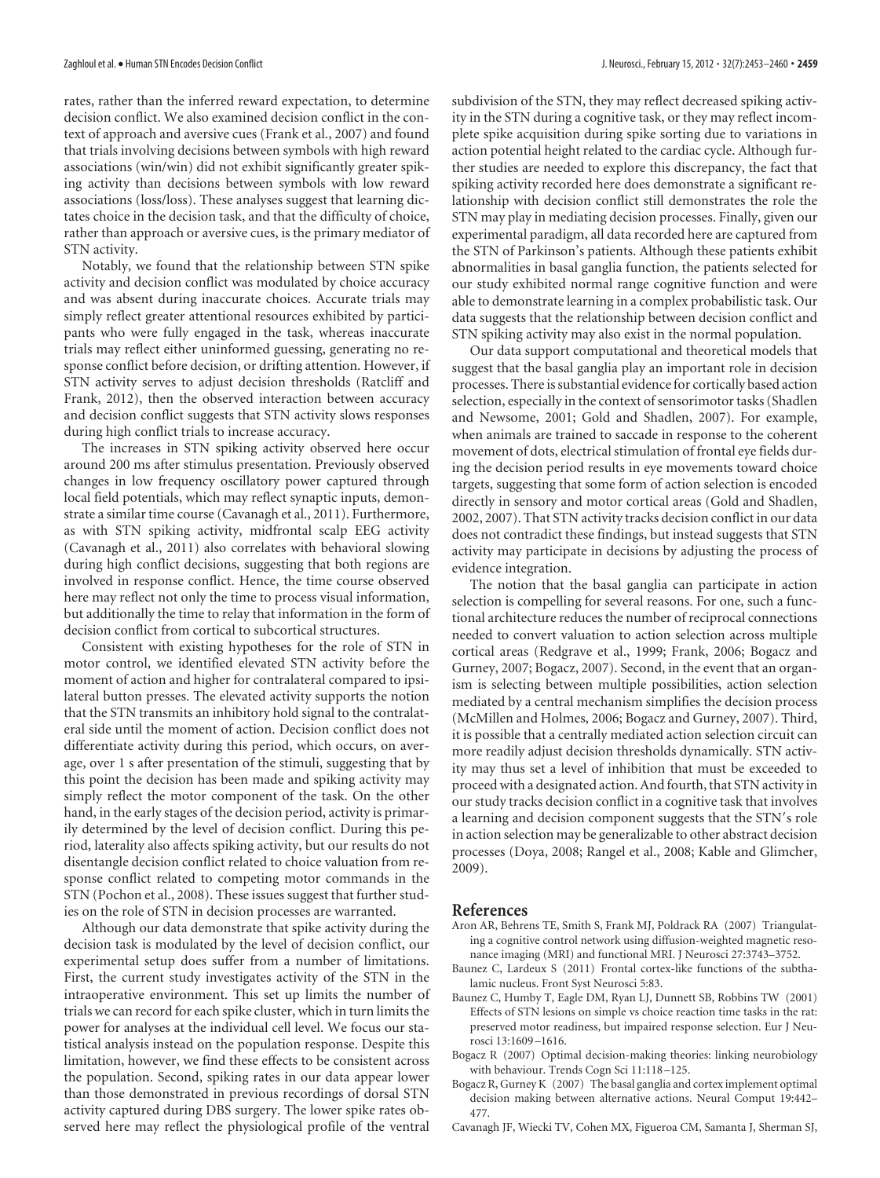rates, rather than the inferred reward expectation, to determine decision conflict. We also examined decision conflict in the context of approach and aversive cues (Frank et al., 2007) and found that trials involving decisions between symbols with high reward associations (win/win) did not exhibit significantly greater spiking activity than decisions between symbols with low reward associations (loss/loss). These analyses suggest that learning dictates choice in the decision task, and that the difficulty of choice, rather than approach or aversive cues, is the primary mediator of STN activity.

Notably, we found that the relationship between STN spike activity and decision conflict was modulated by choice accuracy and was absent during inaccurate choices. Accurate trials may simply reflect greater attentional resources exhibited by participants who were fully engaged in the task, whereas inaccurate trials may reflect either uninformed guessing, generating no response conflict before decision, or drifting attention. However, if STN activity serves to adjust decision thresholds (Ratcliff and Frank, 2012), then the observed interaction between accuracy and decision conflict suggests that STN activity slows responses during high conflict trials to increase accuracy.

The increases in STN spiking activity observed here occur around 200 ms after stimulus presentation. Previously observed changes in low frequency oscillatory power captured through local field potentials, which may reflect synaptic inputs, demonstrate a similar time course (Cavanagh et al., 2011). Furthermore, as with STN spiking activity, midfrontal scalp EEG activity (Cavanagh et al., 2011) also correlates with behavioral slowing during high conflict decisions, suggesting that both regions are involved in response conflict. Hence, the time course observed here may reflect not only the time to process visual information, but additionally the time to relay that information in the form of decision conflict from cortical to subcortical structures.

Consistent with existing hypotheses for the role of STN in motor control, we identified elevated STN activity before the moment of action and higher for contralateral compared to ipsilateral button presses. The elevated activity supports the notion that the STN transmits an inhibitory hold signal to the contralateral side until the moment of action. Decision conflict does not differentiate activity during this period, which occurs, on average, over 1 s after presentation of the stimuli, suggesting that by this point the decision has been made and spiking activity may simply reflect the motor component of the task. On the other hand, in the early stages of the decision period, activity is primarily determined by the level of decision conflict. During this period, laterality also affects spiking activity, but our results do not disentangle decision conflict related to choice valuation from response conflict related to competing motor commands in the STN (Pochon et al., 2008). These issues suggest that further studies on the role of STN in decision processes are warranted.

Although our data demonstrate that spike activity during the decision task is modulated by the level of decision conflict, our experimental setup does suffer from a number of limitations. First, the current study investigates activity of the STN in the intraoperative environment. This set up limits the number of trials we can record for each spike cluster, which in turn limits the power for analyses at the individual cell level. We focus our statistical analysis instead on the population response. Despite this limitation, however, we find these effects to be consistent across the population. Second, spiking rates in our data appear lower than those demonstrated in previous recordings of dorsal STN activity captured during DBS surgery. The lower spike rates observed here may reflect the physiological profile of the ventral subdivision of the STN, they may reflect decreased spiking activity in the STN during a cognitive task, or they may reflect incomplete spike acquisition during spike sorting due to variations in action potential height related to the cardiac cycle. Although further studies are needed to explore this discrepancy, the fact that spiking activity recorded here does demonstrate a significant relationship with decision conflict still demonstrates the role the STN may play in mediating decision processes. Finally, given our experimental paradigm, all data recorded here are captured from the STN of Parkinson's patients. Although these patients exhibit abnormalities in basal ganglia function, the patients selected for our study exhibited normal range cognitive function and were able to demonstrate learning in a complex probabilistic task. Our data suggests that the relationship between decision conflict and STN spiking activity may also exist in the normal population.

Our data support computational and theoretical models that suggest that the basal ganglia play an important role in decision processes. There is substantial evidence for cortically based action selection, especially in the context of sensorimotor tasks (Shadlen and Newsome, 2001; Gold and Shadlen, 2007). For example, when animals are trained to saccade in response to the coherent movement of dots, electrical stimulation of frontal eye fields during the decision period results in eye movements toward choice targets, suggesting that some form of action selection is encoded directly in sensory and motor cortical areas (Gold and Shadlen, 2002, 2007). That STN activity tracks decision conflict in our data does not contradict these findings, but instead suggests that STN activity may participate in decisions by adjusting the process of evidence integration.

The notion that the basal ganglia can participate in action selection is compelling for several reasons. For one, such a functional architecture reduces the number of reciprocal connections needed to convert valuation to action selection across multiple cortical areas (Redgrave et al., 1999; Frank, 2006; Bogacz and Gurney, 2007; Bogacz, 2007). Second, in the event that an organism is selecting between multiple possibilities, action selection mediated by a central mechanism simplifies the decision process (McMillen and Holmes, 2006; Bogacz and Gurney, 2007). Third, it is possible that a centrally mediated action selection circuit can more readily adjust decision thresholds dynamically. STN activity may thus set a level of inhibition that must be exceeded to proceed with a designated action. And fourth, that STN activity in our study tracks decision conflict in a cognitive task that involves a learning and decision component suggests that the STN's role in action selection may be generalizable to other abstract decision processes (Doya, 2008; Rangel et al., 2008; Kable and Glimcher, 2009).

## References

Aron AR, Behrens TE, Smith S, Frank MJ, Poldrack RA (2007) Triangulating a cognitive control network using diffusion-weighted magnetic resonance imaging (MRI) and functional MRI. J Neurosci 27:3743–3752.

Baunez C, Lardeux S (2011) Frontal cortex-like functions of the subthalamic nucleus. Front Syst Neurosci 5:83.

Baunez C, Humby T, Eagle DM, Ryan LJ, Dunnett SB, Robbins TW (2001) Effects of STN lesions on simple vs choice reaction time tasks in the rat: preserved motor readiness, but impaired response selection. Eur J Neurosci 13:1609–1616.

Bogacz R (2007) Optimal decision-making theories: linking neurobiology with behaviour. Trends Cogn Sci 11:118–125.

Bogacz R, Gurney K (2007) The basal ganglia and cortex implement optimal decision making between alternative actions. Neural Comput 19:442–477.

Cavanagh JF, Wiecki TV, Cohen MX, Figueroa CM, Samanta J, Sherman SJ,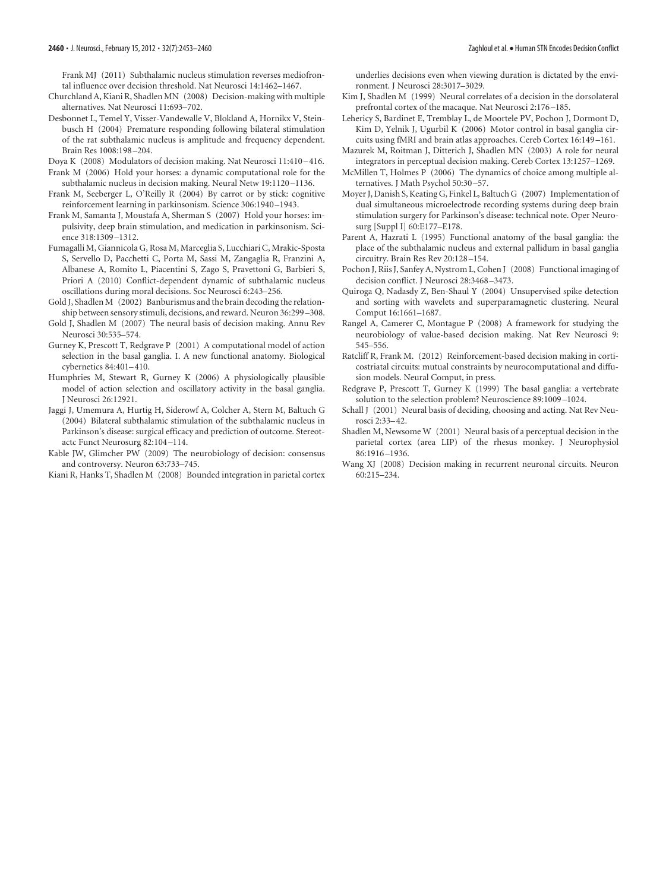Frank MJ (2011) Subthalamic nucleus stimulation reverses mediofrontal influence over decision threshold. Nat Neurosci 14:1462–1467.

Churchland A, Kiani R, Shadlen MN (2008) Decision-making with multiple alternatives. Nat Neurosci 11:693–702.

Desbonnet L, Temel Y, Visser-Vandewalle V, Blokland A, Hornikx V, Steinbusch H (2004) Premature responding following bilateral stimulation of the rat subthalamic nucleus is amplitude and frequency dependent. Brain Res 1008:198–204.

Doya K (2008) Modulators of decision making. Nat Neurosci 11:410–416.

Frank M (2006) Hold your horses: a dynamic computational role for the subthalamic nucleus in decision making. Neural Netw 19:1120–1136.

Frank M, Seeberger L, O'Reilly R (2004) By carrot or by stick: cognitive reinforcement learning in parkinsonism. Science 306:1940–1943.

Frank M, Samanta J, Moustafa A, Sherman S (2007) Hold your horses: impulsivity, deep brain stimulation, and medication in parkinsonism. Science 318:1309–1312.

Fumagalli M, Giannicola G, Rosa M, Marceglia S, Lucchiari C, Mrakic-Sposta S, Servello D, Pacchetti C, Porta M, Sassi M, Zangaglia R, Franzini A, Albanese A, Romito L, Piacentini S, Zago S, Pravettoni G, Barbieri S, Priori A (2010) Conflict-dependent dynamic of subthalamic nucleus oscillations during moral decisions. Soc Neurosci 6:243–256.

Gold J, Shadlen M (2002) Banburismus and the brain decoding the relationship between sensory stimuli, decisions, and reward. Neuron 36:299–308.

Gold J, Shadlen M (2007) The neural basis of decision making. Annu Rev Neurosci 30:535–574.

Gurney K, Prescott T, Redgrave P (2001) A computational model of action selection in the basal ganglia. I. A new functional anatomy. Biological cybernetics 84:401–410.

Humphries M, Stewart R, Gurney K (2006) A physiologically plausible model of action selection and oscillatory activity in the basal ganglia. J Neurosci 26:12921.

Jaggi J, Umemura A, Hurtig H, Siderowf A, Colcher A, Stern M, Baltuch G (2004) Bilateral subthalamic stimulation of the subthalamic nucleus in Parkinson's disease: surgical efficacy and prediction of outcome. Stereotactc Funct Neurosurg 82:104–114.

Kable JW, Glimcher PW (2009) The neurobiology of decision: consensus and controversy. Neuron 63:733–745.

Kiani R, Hanks T, Shadlen M (2008) Bounded integration in parietal cortex underlies decisions even when viewing duration is dictated by the environment. J Neurosci 28:3017–3029.

Kim J, Shadlen M (1999) Neural correlates of a decision in the dorsolateral prefrontal cortex of the macaque. Nat Neurosci 2:176–185.

Lehericy S, Bardinet E, Tremblay L, de Moortele PV, Pochon J, Dormont D, Kim D, Yelnik J, Ugurbil K (2006) Motor control in basal ganglia circuits using fMRI and brain atlas approaches. Cereb Cortex 16:149–161.

Mazurek M, Roitman J, Ditterich J, Shadlen MN (2003) A role for neural integrators in perceptual decision making. Cereb Cortex 13:1257–1269.

McMillen T, Holmes P (2006) The dynamics of choice among multiple alternatives. J Math Psychol 50:30–57.

Moyer J, Danish S, Keating G, Finkel L, Baltuch G (2007) Implementation of dual simultaneous microelectrode recording systems during deep brain stimulation surgery for Parkinson's disease: technical note. Oper Neurosurg [Suppl I] 60:E177–E178.

Parent A, Hazrati L (1995) Functional anatomy of the basal ganglia: the place of the subthalamic nucleus and external pallidum in basal ganglia circuitry. Brain Res Rev 20:128–154.

Pochon J, Riis J, Sanfey A, Nystrom L, Cohen J (2008) Functional imaging of decision conflict. J Neurosci 28:3468–3473.

Quiroga Q, Nadasdy Z, Ben-Shaul Y (2004) Unsupervised spike detection and sorting with wavelets and superparamagnetic clustering. Neural Comput 16:1661–1687.

Rangel A, Camerer C, Montague P (2008) A framework for studying the neurobiology of value-based decision making. Nat Rev Neurosci 9: 545–556.

Ratcliff R, Frank M. (2012) Reinforcement-based decision making in corticostriatal circuits: mutual constraints by neurocomputational and diffusion models. Neural Comput, in press.

Redgrave P, Prescott T, Gurney K (1999) The basal ganglia: a vertebrate solution to the selection problem? Neuroscience 89:1009–1024.

Schall J (2001) Neural basis of deciding, choosing and acting. Nat Rev Neurosci 2:33–42.

Shadlen M, Newsome W (2001) Neural basis of a perceptual decision in the parietal cortex (area LIP) of the rhesus monkey. J Neurophysiol 86:1916–1936.

Wang XJ (2008) Decision making in recurrent neuronal circuits. Neuron 60:215–234.